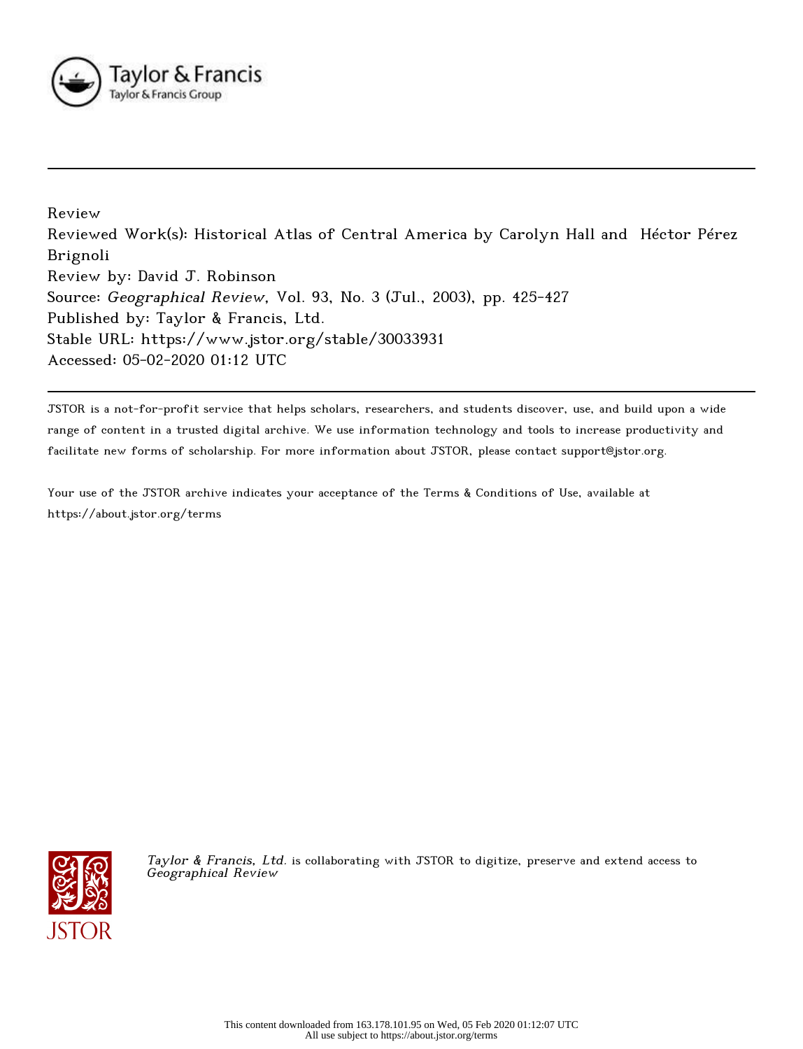Review

Reviewed Work(s): Historical Atlas of Central America by Carolyn Hall and Héctor Pérez Brignoli

Review by: David J. Robinson

Source: *Geographical Review*, Vol. 93, No. 3 (Jul., 2003), pp. 425-427

Published by: Taylor & Francis, Ltd.

Stable URL: https://www.jstor.org/stable/30033931

Accessed: 05-02-2020 01:12 UTC

---

JSTOR is a not-for-profit service that helps scholars, researchers, and students discover, use, and build upon a wide range of content in a trusted digital archive. We use information technology and tools to increase productivity and facilitate new forms of scholarship. For more information about JSTOR, please contact support@jstor.org.

Your use of the JSTOR archive indicates your acceptance of the Terms & Conditions of Use, available at https://about.jstor.org/terms

*Taylor & Francis, Ltd.* is collaborating with JSTOR to digitize, preserve and extend access to *Geographical Review*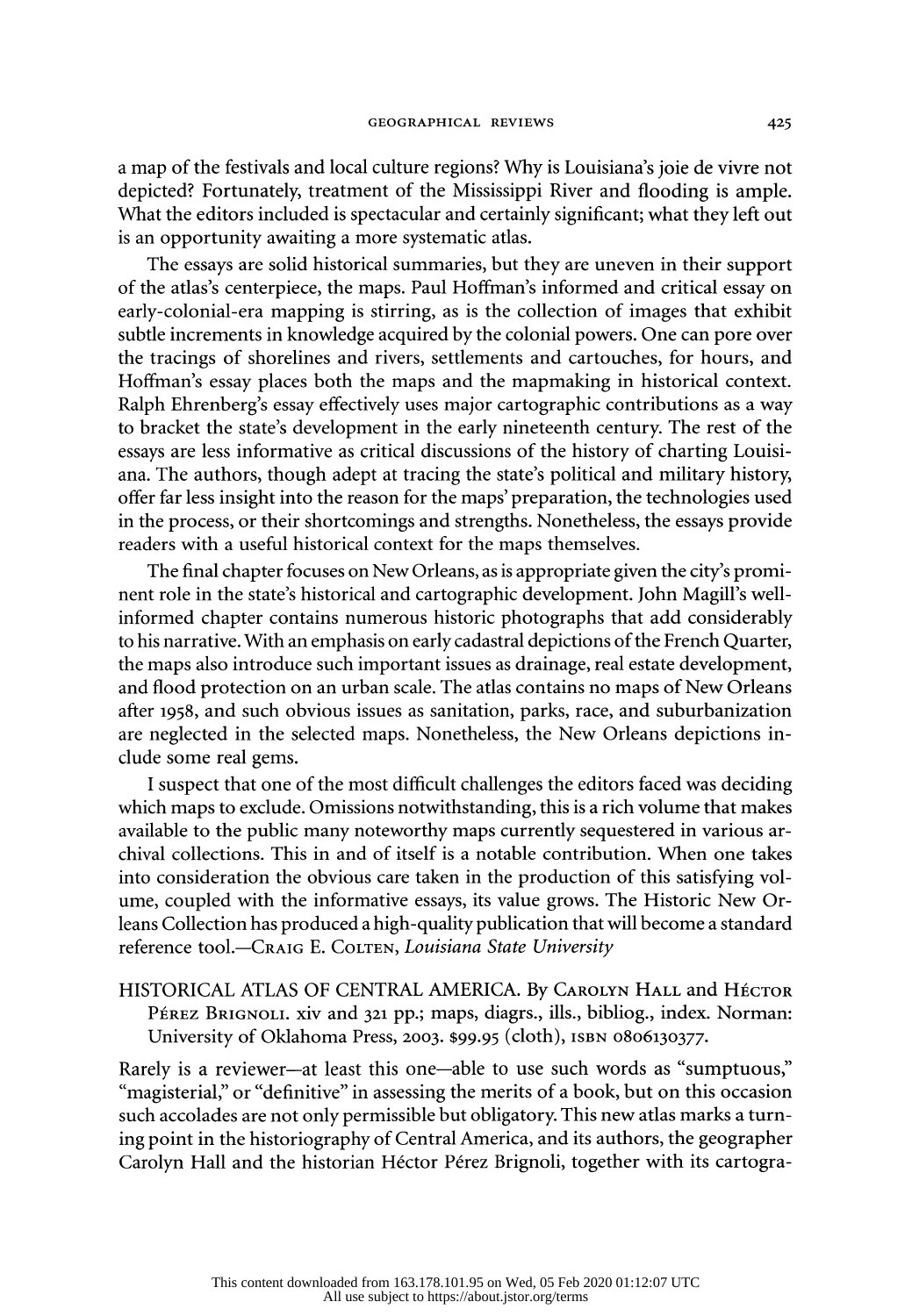a map of the festivals and local culture regions? Why is Louisiana's joie de vivre not depicted? Fortunately, treatment of the Mississippi River and flooding is ample. What the editors included is spectacular and certainly significant; what they left out is an opportunity awaiting a more systematic atlas.

The essays are solid historical summaries, but they are uneven in their support of the atlas's centerpiece, the maps. Paul Hoffman's informed and critical essay on early-colonial-era mapping is stirring, as is the collection of images that exhibit subtle increments in knowledge acquired by the colonial powers. One can pore over the tracings of shorelines and rivers, settlements and cartouches, for hours, and Hoffman's essay places both the maps and the mapmaking in historical context. Ralph Ehrenberg's essay effectively uses major cartographic contributions as a way to bracket the state's development in the early nineteenth century. The rest of the essays are less informative as critical discussions of the history of charting Louisiana. The authors, though adept at tracing the state's political and military history, offer far less insight into the reason for the maps' preparation, the technologies used in the process, or their shortcomings and strengths. Nonetheless, the essays provide readers with a useful historical context for the maps themselves.

The final chapter focuses on New Orleans, as is appropriate given the city's prominent role in the state's historical and cartographic development. John Magill's well-informed chapter contains numerous historic photographs that add considerably to his narrative. With an emphasis on early cadastral depictions of the French Quarter, the maps also introduce such important issues as drainage, real estate development, and flood protection on an urban scale. The atlas contains no maps of New Orleans after 1958, and such obvious issues as sanitation, parks, race, and suburbanization are neglected in the selected maps. Nonetheless, the New Orleans depictions include some real gems.

I suspect that one of the most difficult challenges the editors faced was deciding which maps to exclude. Omissions notwithstanding, this is a rich volume that makes available to the public many noteworthy maps currently sequestered in various archival collections. This in and of itself is a notable contribution. When one takes into consideration the obvious care taken in the production of this satisfying volume, coupled with the informative essays, its value grows. The Historic New Orleans Collection has produced a high-quality publication that will become a standard reference tool.—Craig E. Colten, *Louisiana State University*

HISTORICAL ATLAS OF CENTRAL AMERICA. By Carolyn Hall and Héctor Pérez Brignoli. xiv and 321 pp.; maps, diagrs., ills., bibliog., index. Norman: University of Oklahoma Press, 2003. $99.95 (cloth), ISBN 0806130377.

Rarely is a reviewer—at least this one—able to use such words as "sumptuous," "magisterial," or "definitive" in assessing the merits of a book, but on this occasion such accolades are not only permissible but obligatory. This new atlas marks a turning point in the historiography of Central America, and its authors, the geographer Carolyn Hall and the historian Héctor Pérez Brignoli, together with its cartogra-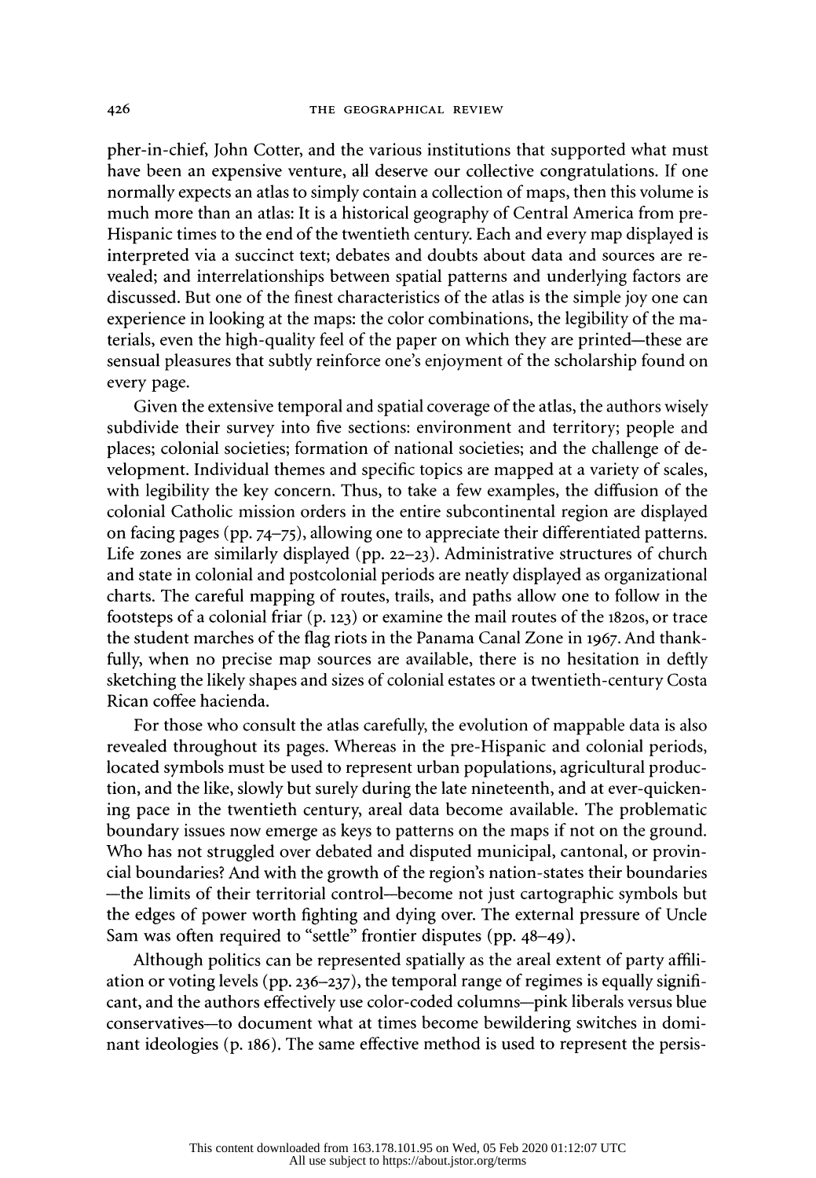pher-in-chief, John Cotter, and the various institutions that supported what must have been an expensive venture, all deserve our collective congratulations. If one normally expects an atlas to simply contain a collection of maps, then this volume is much more than an atlas: It is a historical geography of Central America from pre-Hispanic times to the end of the twentieth century. Each and every map displayed is interpreted via a succinct text; debates and doubts about data and sources are revealed; and interrelationships between spatial patterns and underlying factors are discussed. But one of the finest characteristics of the atlas is the simple joy one can experience in looking at the maps: the color combinations, the legibility of the materials, even the high-quality feel of the paper on which they are printed—these are sensual pleasures that subtly reinforce one's enjoyment of the scholarship found on every page.

Given the extensive temporal and spatial coverage of the atlas, the authors wisely subdivide their survey into five sections: environment and territory; people and places; colonial societies; formation of national societies; and the challenge of development. Individual themes and specific topics are mapped at a variety of scales, with legibility the key concern. Thus, to take a few examples, the diffusion of the colonial Catholic mission orders in the entire subcontinental region are displayed on facing pages (pp. 74–75), allowing one to appreciate their differentiated patterns. Life zones are similarly displayed (pp. 22–23). Administrative structures of church and state in colonial and postcolonial periods are neatly displayed as organizational charts. The careful mapping of routes, trails, and paths allow one to follow in the footsteps of a colonial friar (p. 123) or examine the mail routes of the 1820s, or trace the student marches of the flag riots in the Panama Canal Zone in 1967. And thankfully, when no precise map sources are available, there is no hesitation in deftly sketching the likely shapes and sizes of colonial estates or a twentieth-century Costa Rican coffee hacienda.

For those who consult the atlas carefully, the evolution of mappable data is also revealed throughout its pages. Whereas in the pre-Hispanic and colonial periods, located symbols must be used to represent urban populations, agricultural production, and the like, slowly but surely during the late nineteenth, and at ever-quickening pace in the twentieth century, areal data become available. The problematic boundary issues now emerge as keys to patterns on the maps if not on the ground. Who has not struggled over debated and disputed municipal, cantonal, or provincial boundaries? And with the growth of the region's nation-states their boundaries —the limits of their territorial control—become not just cartographic symbols but the edges of power worth fighting and dying over. The external pressure of Uncle Sam was often required to "settle" frontier disputes (pp. 48–49).

Although politics can be represented spatially as the areal extent of party affiliation or voting levels (pp. 236–237), the temporal range of regimes is equally significant, and the authors effectively use color-coded columns—pink liberals versus blue conservatives—to document what at times become bewildering switches in dominant ideologies (p. 186). The same effective method is used to represent the persis-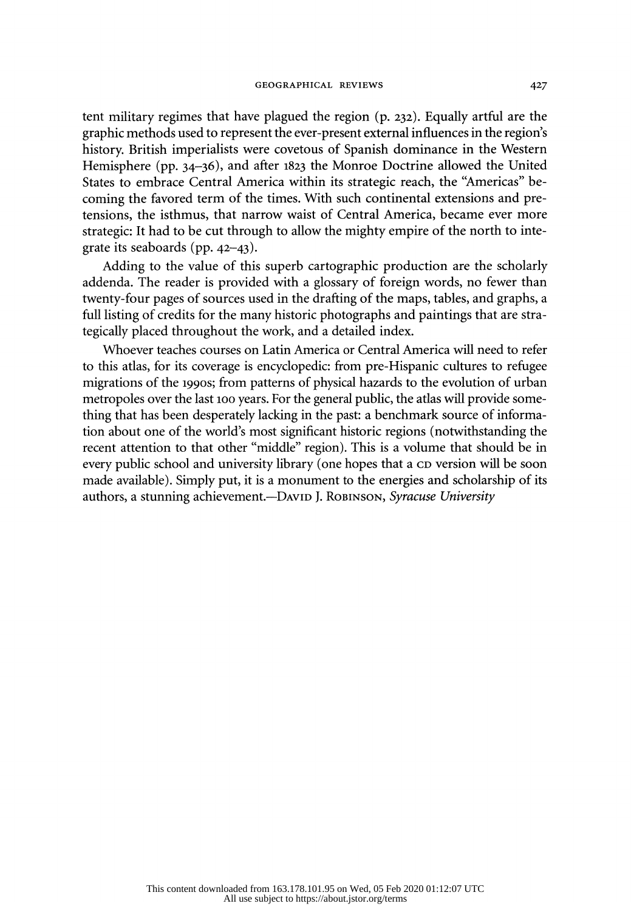tent military regimes that have plagued the region (p. 232). Equally artful are the graphic methods used to represent the ever-present external influences in the region's history. British imperialists were covetous of Spanish dominance in the Western Hemisphere (pp. 34–36), and after 1823 the Monroe Doctrine allowed the United States to embrace Central America within its strategic reach, the "Americas" becoming the favored term of the times. With such continental extensions and pretensions, the isthmus, that narrow waist of Central America, became ever more strategic: It had to be cut through to allow the mighty empire of the north to integrate its seaboards (pp. 42–43).

Adding to the value of this superb cartographic production are the scholarly addenda. The reader is provided with a glossary of foreign words, no fewer than twenty-four pages of sources used in the drafting of the maps, tables, and graphs, a full listing of credits for the many historic photographs and paintings that are strategically placed throughout the work, and a detailed index.

Whoever teaches courses on Latin America or Central America will need to refer to this atlas, for its coverage is encyclopedic: from pre-Hispanic cultures to refugee migrations of the 1990s; from patterns of physical hazards to the evolution of urban metropoles over the last 100 years. For the general public, the atlas will provide something that has been desperately lacking in the past: a benchmark source of information about one of the world's most significant historic regions (notwithstanding the recent attention to that other "middle" region). This is a volume that should be in every public school and university library (one hopes that a CD version will be soon made available). Simply put, it is a monument to the energies and scholarship of its authors, a stunning achievement.—DAVID J. ROBINSON, *Syracuse University*

This content downloaded from 163.178.101.95 on Wed, 05 Feb 2020 01:12:07 UTC
All use subject to https://about.jstor.org/terms